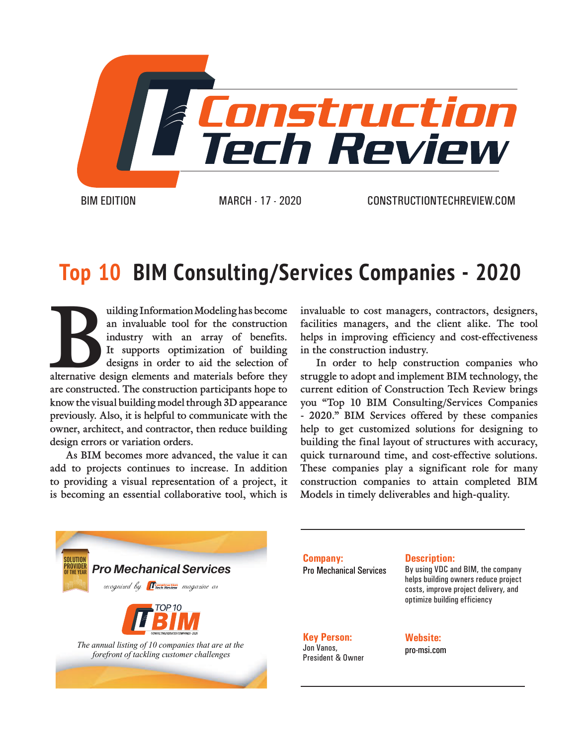# Construction Tech Review

BIM EDITION | MARCH - 17 - 2020 | CONSTRUCTIONTECHREVIEW.COM

## Top 10 BIM Consulting/Services Companies - 2020

Building Information Modeling has become an invaluable tool for the construction industry with an array of benefits. It supports optimization of building designs in order to aid the selection of alternative design elements and materials before they are constructed. The construction participants hope to know the visual building model through 3D appearance previously. Also, it is helpful to communicate with the owner, architect, and contractor, then reduce building design errors or variation orders.

As BIM becomes more advanced, the value it can add to projects continues to increase. In addition to providing a visual representation of a project, it is becoming an essential collaborative tool, which is invaluable to cost managers, contractors, designers, facilities managers, and the client alike. The tool helps in improving efficiency and cost-effectiveness in the construction industry.

In order to help construction companies who struggle to adopt and implement BIM technology, the current edition of Construction Tech Review brings you "Top 10 BIM Consulting/Services Companies - 2020." BIM Services offered by these companies help to get customized solutions for designing to building the final layout of structures with accuracy, quick turnaround time, and cost-effective solutions. These companies play a significant role for many construction companies to attain completed BIM Models in timely deliverables and high-quality.

SOLUTION PROVIDER OF THE YEAR

**Pro Mechanical Services**

*recognized by* Construction Tech Review *magazine as*

TOP 10 BIM CONSULTING/SERVICES COMPANIES - 2020

*The annual listing of 10 companies that are at the forefront of tackling customer challenges*

**Company:**
Pro Mechanical Services

**Description:**
By using VDC and BIM, the company helps building owners reduce project costs, improve project delivery, and optimize building efficiency

**Key Person:**
Jon Vanos,
President & Owner

**Website:**
pro-msi.com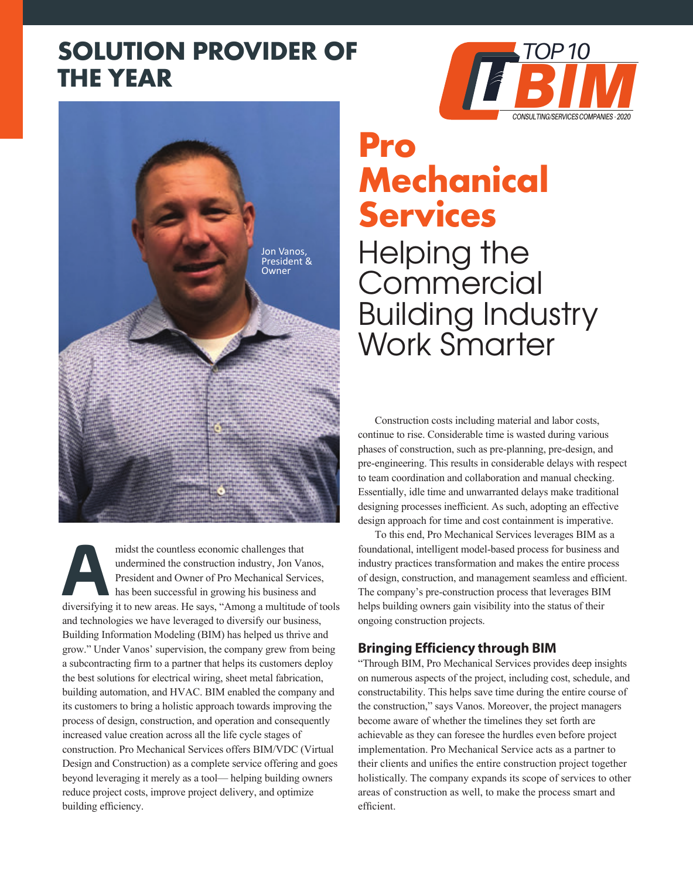# SOLUTION PROVIDER OF THE YEAR

TOP 10 BIM CONSULTING/SERVICES COMPANIES - 2020

Jon Vanos, President & Owner

# Pro Mechanical Services

## Helping the Commercial Building Industry Work Smarter

Amidst the countless economic challenges that undermined the construction industry, Jon Vanos, President and Owner of Pro Mechanical Services, has been successful in growing his business and diversifying it to new areas. He says, "Among a multitude of tools and technologies we have leveraged to diversify our business, Building Information Modeling (BIM) has helped us thrive and grow." Under Vanos' supervision, the company grew from being a subcontracting firm to a partner that helps its customers deploy the best solutions for electrical wiring, sheet metal fabrication, building automation, and HVAC. BIM enabled the company and its customers to bring a holistic approach towards improving the process of design, construction, and operation and consequently increased value creation across all the life cycle stages of construction. Pro Mechanical Services offers BIM/VDC (Virtual Design and Construction) as a complete service offering and goes beyond leveraging it merely as a tool— helping building owners reduce project costs, improve project delivery, and optimize building efficiency.

Construction costs including material and labor costs, continue to rise. Considerable time is wasted during various phases of construction, such as pre-planning, pre-design, and pre-engineering. This results in considerable delays with respect to team coordination and collaboration and manual checking. Essentially, idle time and unwarranted delays make traditional designing processes inefficient. As such, adopting an effective design approach for time and cost containment is imperative.

To this end, Pro Mechanical Services leverages BIM as a foundational, intelligent model-based process for business and industry practices transformation and makes the entire process of design, construction, and management seamless and efficient. The company's pre-construction process that leverages BIM helps building owners gain visibility into the status of their ongoing construction projects.

### Bringing Efficiency through BIM

"Through BIM, Pro Mechanical Services provides deep insights on numerous aspects of the project, including cost, schedule, and constructability. This helps save time during the entire course of the construction," says Vanos. Moreover, the project managers become aware of whether the timelines they set forth are achievable as they can foresee the hurdles even before project implementation. Pro Mechanical Service acts as a partner to their clients and unifies the entire construction project together holistically. The company expands its scope of services to other areas of construction as well, to make the process smart and efficient.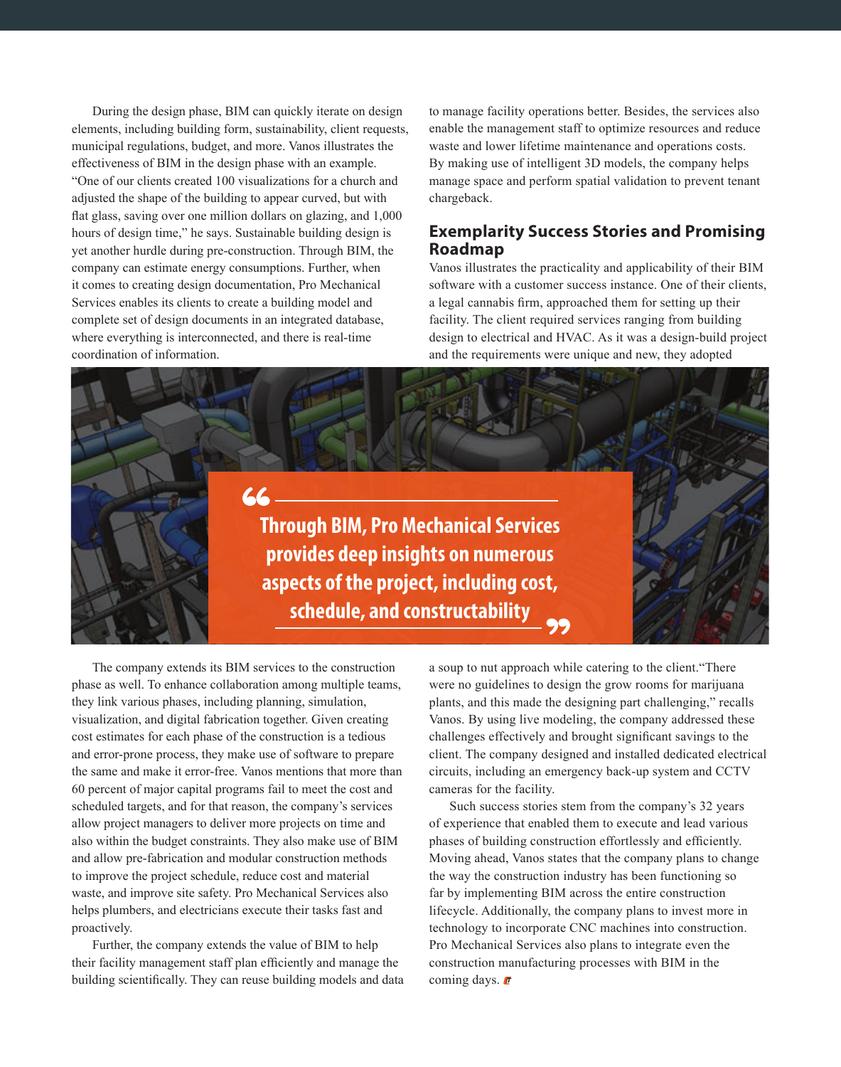During the design phase, BIM can quickly iterate on design elements, including building form, sustainability, client requests, municipal regulations, budget, and more. Vanos illustrates the effectiveness of BIM in the design phase with an example. "One of our clients created 100 visualizations for a church and adjusted the shape of the building to appear curved, but with flat glass, saving over one million dollars on glazing, and 1,000 hours of design time," he says. Sustainable building design is yet another hurdle during pre-construction. Through BIM, the company can estimate energy consumptions. Further, when it comes to creating design documentation, Pro Mechanical Services enables its clients to create a building model and complete set of design documents in an integrated database, where everything is interconnected, and there is real-time coordination of information.

> Through BIM, Pro Mechanical Services provides deep insights on numerous aspects of the project, including cost, schedule, and constructability

The company extends its BIM services to the construction phase as well. To enhance collaboration among multiple teams, they link various phases, including planning, simulation, visualization, and digital fabrication together. Given creating cost estimates for each phase of the construction is a tedious and error-prone process, they make use of software to prepare the same and make it error-free. Vanos mentions that more than 60 percent of major capital programs fail to meet the cost and scheduled targets, and for that reason, the company's services allow project managers to deliver more projects on time and also within the budget constraints. They also make use of BIM and allow pre-fabrication and modular construction methods to improve the project schedule, reduce cost and material waste, and improve site safety. Pro Mechanical Services also helps plumbers, and electricians execute their tasks fast and proactively.

Further, the company extends the value of BIM to help their facility management staff plan efficiently and manage the building scientifically. They can reuse building models and data to manage facility operations better. Besides, the services also enable the management staff to optimize resources and reduce waste and lower lifetime maintenance and operations costs. By making use of intelligent 3D models, the company helps manage space and perform spatial validation to prevent tenant chargeback.

## Exemplarity Success Stories and Promising Roadmap

Vanos illustrates the practicality and applicability of their BIM software with a customer success instance. One of their clients, a legal cannabis firm, approached them for setting up their facility. The client required services ranging from building design to electrical and HVAC. As it was a design-build project and the requirements were unique and new, they adopted a soup to nut approach while catering to the client."There were no guidelines to design the grow rooms for marijuana plants, and this made the designing part challenging," recalls Vanos. By using live modeling, the company addressed these challenges effectively and brought significant savings to the client. The company designed and installed dedicated electrical circuits, including an emergency back-up system and CCTV cameras for the facility.

Such success stories stem from the company's 32 years of experience that enabled them to execute and lead various phases of building construction effortlessly and efficiently. Moving ahead, Vanos states that the company plans to change the way the construction industry has been functioning so far by implementing BIM across the entire construction lifecycle. Additionally, the company plans to invest more in technology to incorporate CNC machines into construction. Pro Mechanical Services also plans to integrate even the construction manufacturing processes with BIM in the coming days.